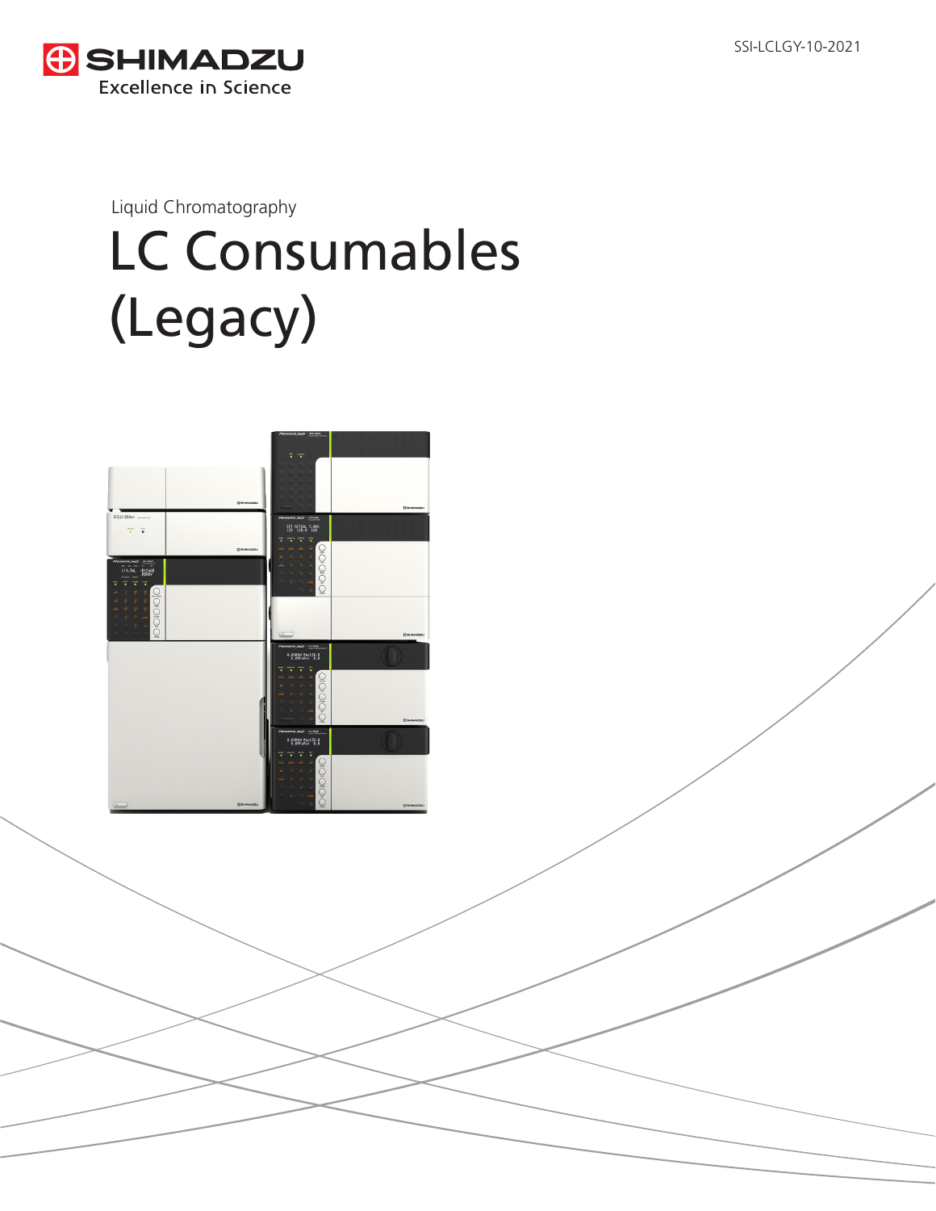SSI-LCLGY-10-2021

SHIMADZU

Excellence in Science

Liquid Chromatography

# LC Consumables (Legacy)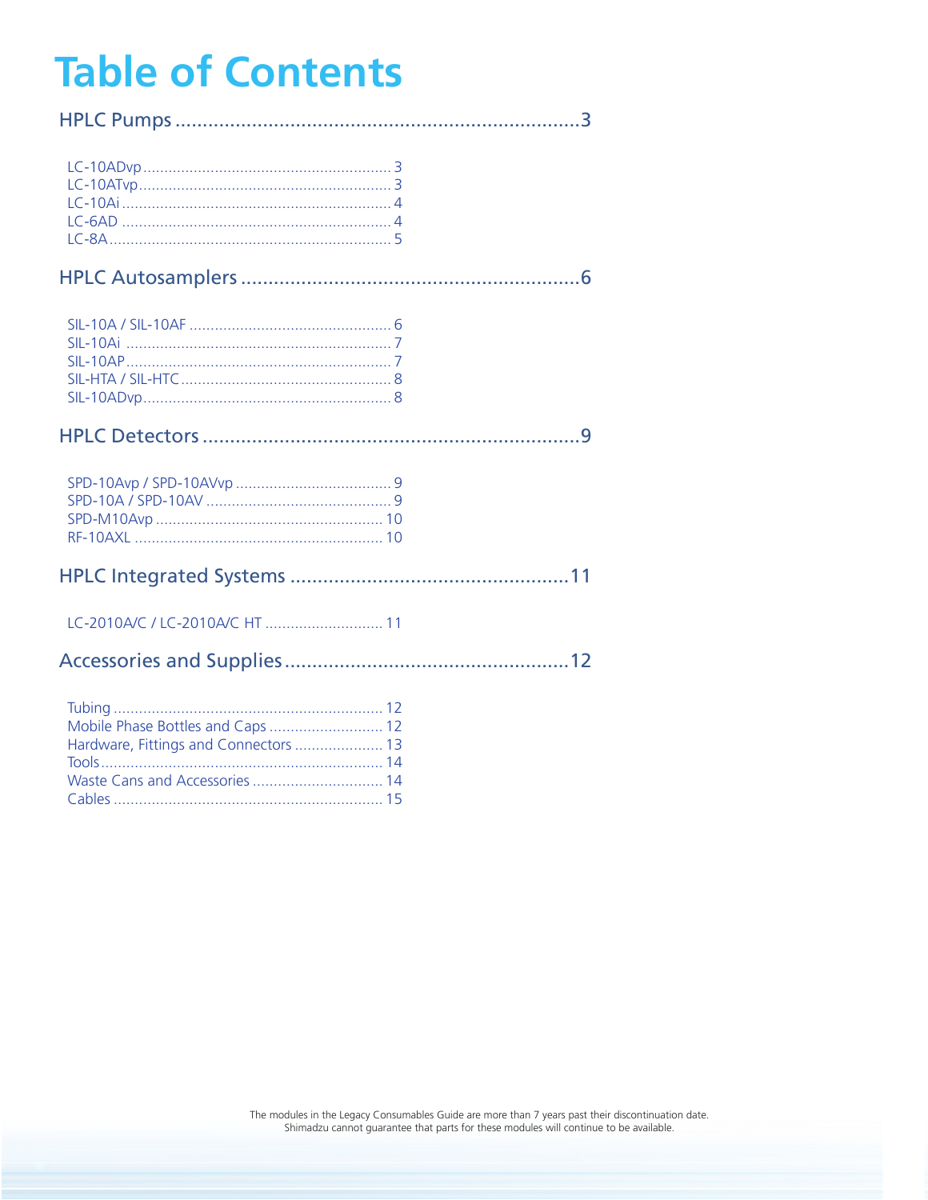# Table of Contents

**HPLC Pumps** .......................................................................3

- LC-10ADvp .......................................................... 3
- LC-10ATvp ........................................................... 3
- LC-10Ai ................................................................ 4
- LC-6AD ................................................................ 4
- LC-8A .................................................................. 5

**HPLC Autosamplers** ..............................................................6

- SIL-10A / SIL-10AF ................................................ 6
- SIL-10Ai .............................................................. 7
- SIL-10AP .............................................................. 7
- SIL-HTA / SIL-HTC .................................................. 8
- SIL-10ADvp .......................................................... 8

**HPLC Detectors** .....................................................................9

- SPD-10Avp / SPD-10AVvp ..................................... 9
- SPD-10A / SPD-10AV ............................................. 9
- SPD-M10Avp ...................................................... 10
- RF-10AXL ........................................................... 10

**HPLC Integrated Systems** ...................................................11

- LC-2010A/C / LC-2010A/C HT ............................ 11

**Accessories and Supplies** ....................................................12

- Tubing ................................................................ 12
- Mobile Phase Bottles and Caps ........................... 12
- Hardware, Fittings and Connectors ..................... 13
- Tools ................................................................... 14
- Waste Cans and Accessories ............................... 14
- Cables ................................................................ 15

The modules in the Legacy Consumables Guide are more than 7 years past their discontinuation date.
Shimadzu cannot guarantee that parts for these modules will continue to be available.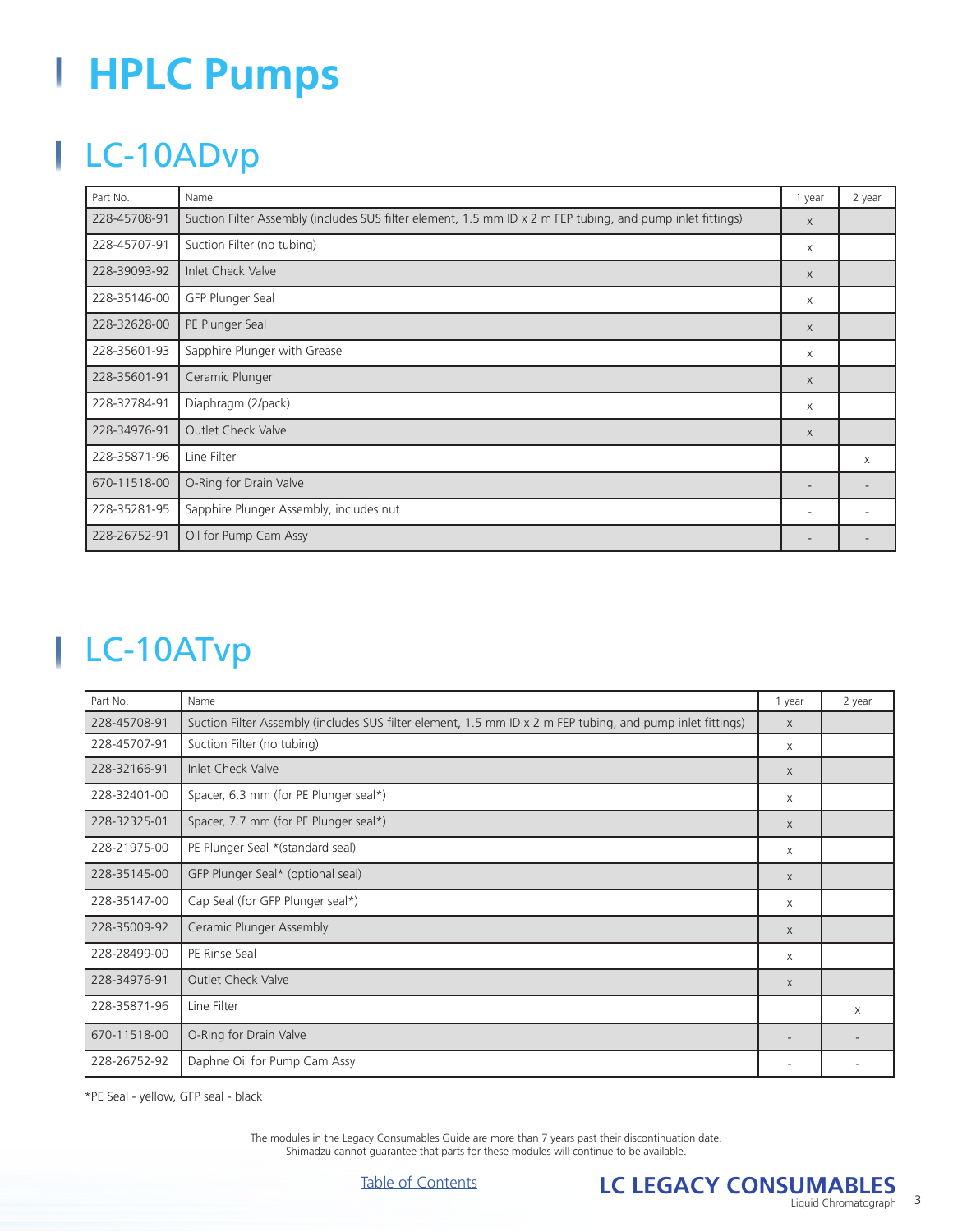# HPLC Pumps

## LC-10ADvp

| Part No. | Name | 1 year | 2 year |
|---|---|---|---|
| 228-45708-91 | Suction Filter Assembly (includes SUS filter element, 1.5 mm ID x 2 m FEP tubing, and pump inlet fittings) | x | |
| 228-45707-91 | Suction Filter (no tubing) | x | |
| 228-39093-92 | Inlet Check Valve | x | |
| 228-35146-00 | GFP Plunger Seal | x | |
| 228-32628-00 | PE Plunger Seal | x | |
| 228-35601-93 | Sapphire Plunger with Grease | x | |
| 228-35601-91 | Ceramic Plunger | x | |
| 228-32784-91 | Diaphragm (2/pack) | x | |
| 228-34976-91 | Outlet Check Valve | x | |
| 228-35871-96 | Line Filter | | x |
| 670-11518-00 | O-Ring for Drain Valve | - | - |
| 228-35281-95 | Sapphire Plunger Assembly, includes nut | - | - |
| 228-26752-91 | Oil for Pump Cam Assy | - | - |

## LC-10ATvp

| Part No. | Name | 1 year | 2 year |
|---|---|---|---|
| 228-45708-91 | Suction Filter Assembly (includes SUS filter element, 1.5 mm ID x 2 m FEP tubing, and pump inlet fittings) | x | |
| 228-45707-91 | Suction Filter (no tubing) | x | |
| 228-32166-91 | Inlet Check Valve | x | |
| 228-32401-00 | Spacer, 6.3 mm (for PE Plunger seal*) | x | |
| 228-32325-01 | Spacer, 7.7 mm (for PE Plunger seal*) | x | |
| 228-21975-00 | PE Plunger Seal *(standard seal) | x | |
| 228-35145-00 | GFP Plunger Seal* (optional seal) | x | |
| 228-35147-00 | Cap Seal (for GFP Plunger seal*) | x | |
| 228-35009-92 | Ceramic Plunger Assembly | x | |
| 228-28499-00 | PE Rinse Seal | x | |
| 228-34976-91 | Outlet Check Valve | x | |
| 228-35871-96 | Line Filter | | x |
| 670-11518-00 | O-Ring for Drain Valve | - | - |
| 228-26752-92 | Daphne Oil for Pump Cam Assy | - | - |

*PE Seal - yellow, GFP seal - black

The modules in the Legacy Consumables Guide are more than 7 years past their discontinuation date. Shimadzu cannot guarantee that parts for these modules will continue to be available.

Table of Contents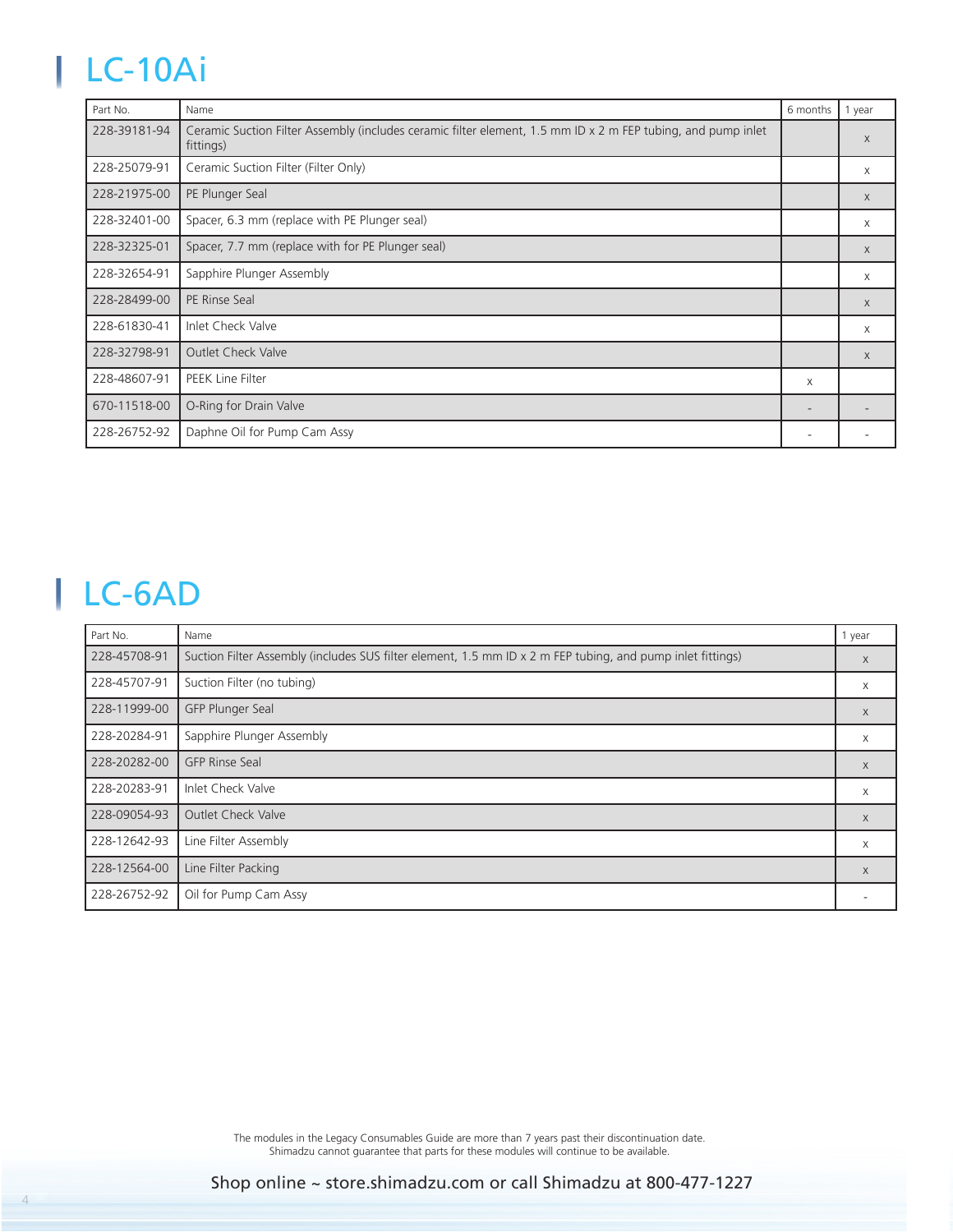# LC-10Ai

| Part No. | Name | 6 months | 1 year |
|---|---|---|---|
| 228-39181-94 | Ceramic Suction Filter Assembly (includes ceramic filter element, 1.5 mm ID x 2 m FEP tubing, and pump inlet fittings) | | x |
| 228-25079-91 | Ceramic Suction Filter (Filter Only) | | x |
| 228-21975-00 | PE Plunger Seal | | x |
| 228-32401-00 | Spacer, 6.3 mm (replace with PE Plunger seal) | | x |
| 228-32325-01 | Spacer, 7.7 mm (replace with for PE Plunger seal) | | x |
| 228-32654-91 | Sapphire Plunger Assembly | | x |
| 228-28499-00 | PE Rinse Seal | | x |
| 228-61830-41 | Inlet Check Valve | | x |
| 228-32798-91 | Outlet Check Valve | | x |
| 228-48607-91 | PEEK Line Filter | x | |
| 670-11518-00 | O-Ring for Drain Valve | - | - |
| 228-26752-92 | Daphne Oil for Pump Cam Assy | - | - |

# LC-6AD

| Part No. | Name | 1 year |
|---|---|---|
| 228-45708-91 | Suction Filter Assembly (includes SUS filter element, 1.5 mm ID x 2 m FEP tubing, and pump inlet fittings) | x |
| 228-45707-91 | Suction Filter (no tubing) | x |
| 228-11999-00 | GFP Plunger Seal | x |
| 228-20284-91 | Sapphire Plunger Assembly | x |
| 228-20282-00 | GFP Rinse Seal | x |
| 228-20283-91 | Inlet Check Valve | x |
| 228-09054-93 | Outlet Check Valve | x |
| 228-12642-93 | Line Filter Assembly | x |
| 228-12564-00 | Line Filter Packing | x |
| 228-26752-92 | Oil for Pump Cam Assy | - |

The modules in the Legacy Consumables Guide are more than 7 years past their discontinuation date.
Shimadzu cannot guarantee that parts for these modules will continue to be available.

Shop online ~ store.shimadzu.com or call Shimadzu at 800-477-1227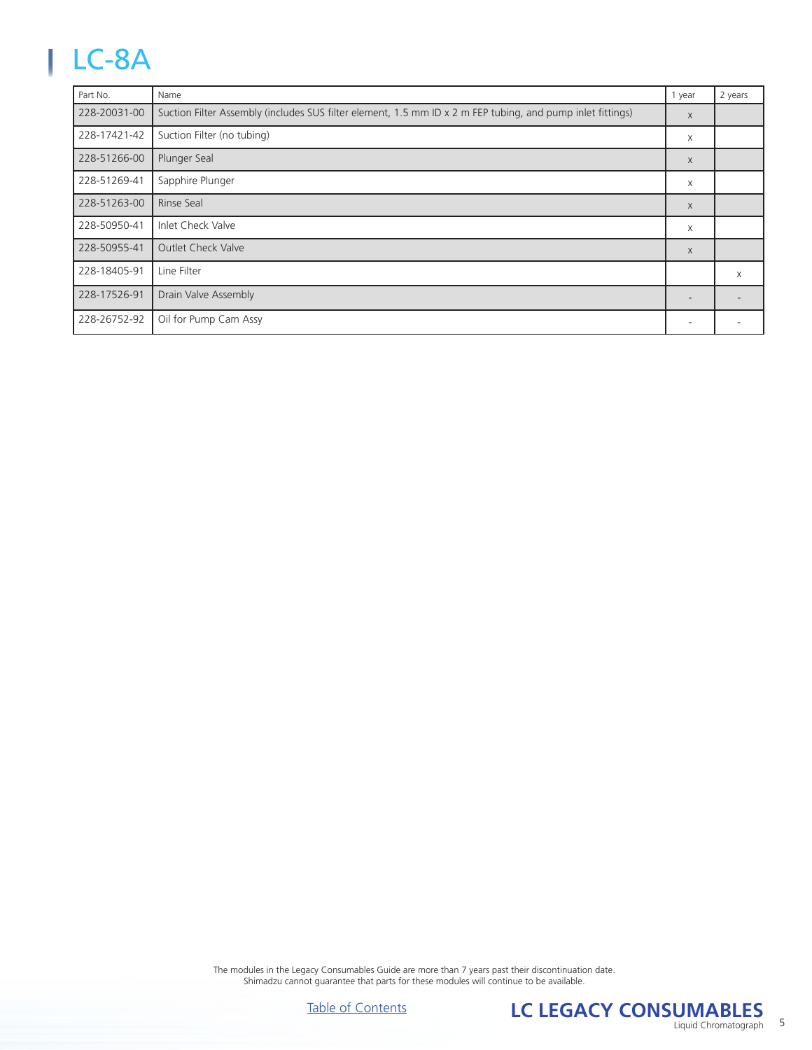# LC-8A

| Part No. | Name | 1 year | 2 years |
|---|---|---|---|
| 228-20031-00 | Suction Filter Assembly (includes SUS filter element, 1.5 mm ID x 2 m FEP tubing, and pump inlet fittings) | x | |
| 228-17421-42 | Suction Filter (no tubing) | x | |
| 228-51266-00 | Plunger Seal | x | |
| 228-51269-41 | Sapphire Plunger | x | |
| 228-51263-00 | Rinse Seal | x | |
| 228-50950-41 | Inlet Check Valve | x | |
| 228-50955-41 | Outlet Check Valve | x | |
| 228-18405-91 | Line Filter | | x |
| 228-17526-91 | Drain Valve Assembly | - | - |
| 228-26752-92 | Oil for Pump Cam Assy | - | - |

The modules in the Legacy Consumables Guide are more than 7 years past their discontinuation date.
Shimadzu cannot guarantee that parts for these modules will continue to be available.

Table of Contents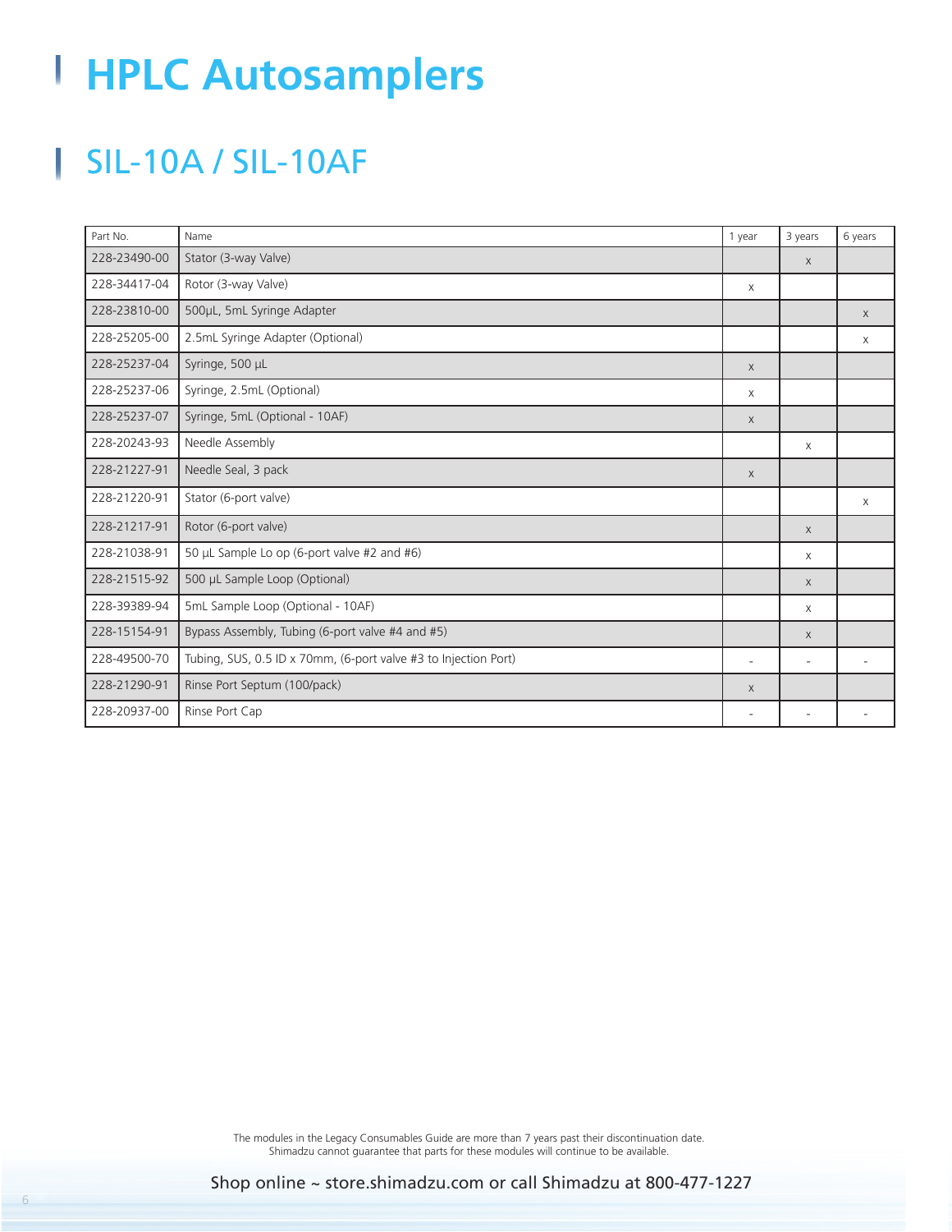# HPLC Autosamplers

## SIL-10A / SIL-10AF

| Part No. | Name | 1 year | 3 years | 6 years |
|---|---|---|---|---|
| 228-23490-00 | Stator (3-way Valve) | | x | |
| 228-34417-04 | Rotor (3-way Valve) | x | | |
| 228-23810-00 | 500µL, 5mL Syringe Adapter | | | x |
| 228-25205-00 | 2.5mL Syringe Adapter (Optional) | | | x |
| 228-25237-04 | Syringe, 500 µL | x | | |
| 228-25237-06 | Syringe, 2.5mL (Optional) | x | | |
| 228-25237-07 | Syringe, 5mL (Optional - 10AF) | x | | |
| 228-20243-93 | Needle Assembly | | x | |
| 228-21227-91 | Needle Seal, 3 pack | x | | |
| 228-21220-91 | Stator (6-port valve) | | | x |
| 228-21217-91 | Rotor (6-port valve) | | x | |
| 228-21038-91 | 50 µL Sample Lo op (6-port valve #2 and #6) | | x | |
| 228-21515-92 | 500 µL Sample Loop (Optional) | | x | |
| 228-39389-94 | 5mL Sample Loop (Optional - 10AF) | | x | |
| 228-15154-91 | Bypass Assembly, Tubing (6-port valve #4 and #5) | | x | |
| 228-49500-70 | Tubing, SUS, 0.5 ID x 70mm, (6-port valve #3 to Injection Port) | - | - | - |
| 228-21290-91 | Rinse Port Septum (100/pack) | x | | |
| 228-20937-00 | Rinse Port Cap | - | - | - |

The modules in the Legacy Consumables Guide are more than 7 years past their discontinuation date.
Shimadzu cannot guarantee that parts for these modules will continue to be available.

Shop online ~ store.shimadzu.com or call Shimadzu at 800-477-1227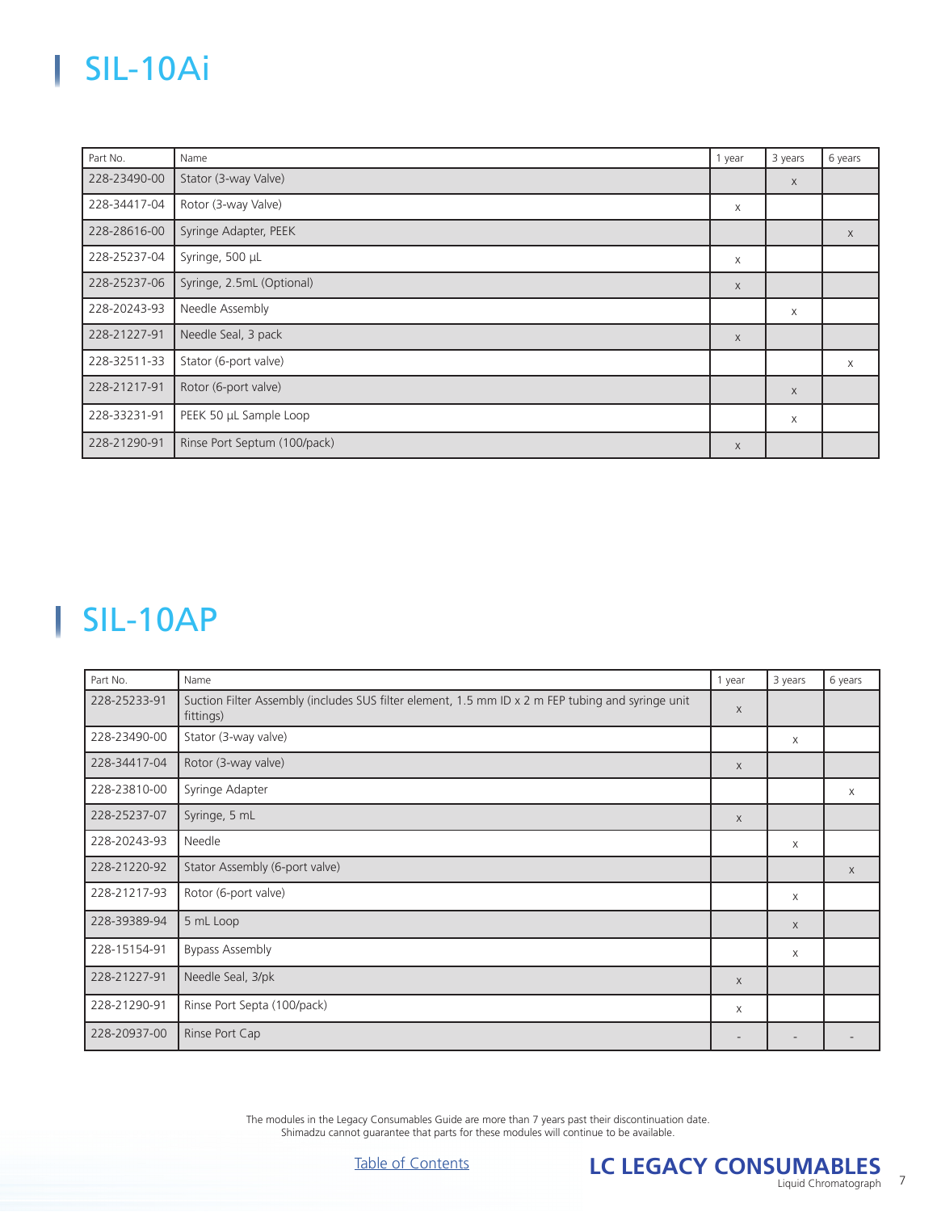# SIL-10Ai

| Part No. | Name | 1 year | 3 years | 6 years |
|---|---|---|---|---|
| 228-23490-00 | Stator (3-way Valve) | | x | |
| 228-34417-04 | Rotor (3-way Valve) | x | | |
| 228-28616-00 | Syringe Adapter, PEEK | | | x |
| 228-25237-04 | Syringe, 500 µL | x | | |
| 228-25237-06 | Syringe, 2.5mL (Optional) | x | | |
| 228-20243-93 | Needle Assembly | | x | |
| 228-21227-91 | Needle Seal, 3 pack | x | | |
| 228-32511-33 | Stator (6-port valve) | | | x |
| 228-21217-91 | Rotor (6-port valve) | | x | |
| 228-33231-91 | PEEK 50 µL Sample Loop | | x | |
| 228-21290-91 | Rinse Port Septum (100/pack) | x | | |

# SIL-10AP

| Part No. | Name | 1 year | 3 years | 6 years |
|---|---|---|---|---|
| 228-25233-91 | Suction Filter Assembly (includes SUS filter element, 1.5 mm ID x 2 m FEP tubing and syringe unit fittings) | x | | |
| 228-23490-00 | Stator (3-way valve) | | x | |
| 228-34417-04 | Rotor (3-way valve) | x | | |
| 228-23810-00 | Syringe Adapter | | | x |
| 228-25237-07 | Syringe, 5 mL | x | | |
| 228-20243-93 | Needle | | x | |
| 228-21220-92 | Stator Assembly (6-port valve) | | | x |
| 228-21217-93 | Rotor (6-port valve) | | x | |
| 228-39389-94 | 5 mL Loop | | x | |
| 228-15154-91 | Bypass Assembly | | x | |
| 228-21227-91 | Needle Seal, 3/pk | x | | |
| 228-21290-91 | Rinse Port Septa (100/pack) | x | | |
| 228-20937-00 | Rinse Port Cap | - | - | - |

The modules in the Legacy Consumables Guide are more than 7 years past their discontinuation date. Shimadzu cannot guarantee that parts for these modules will continue to be available.

Table of Contents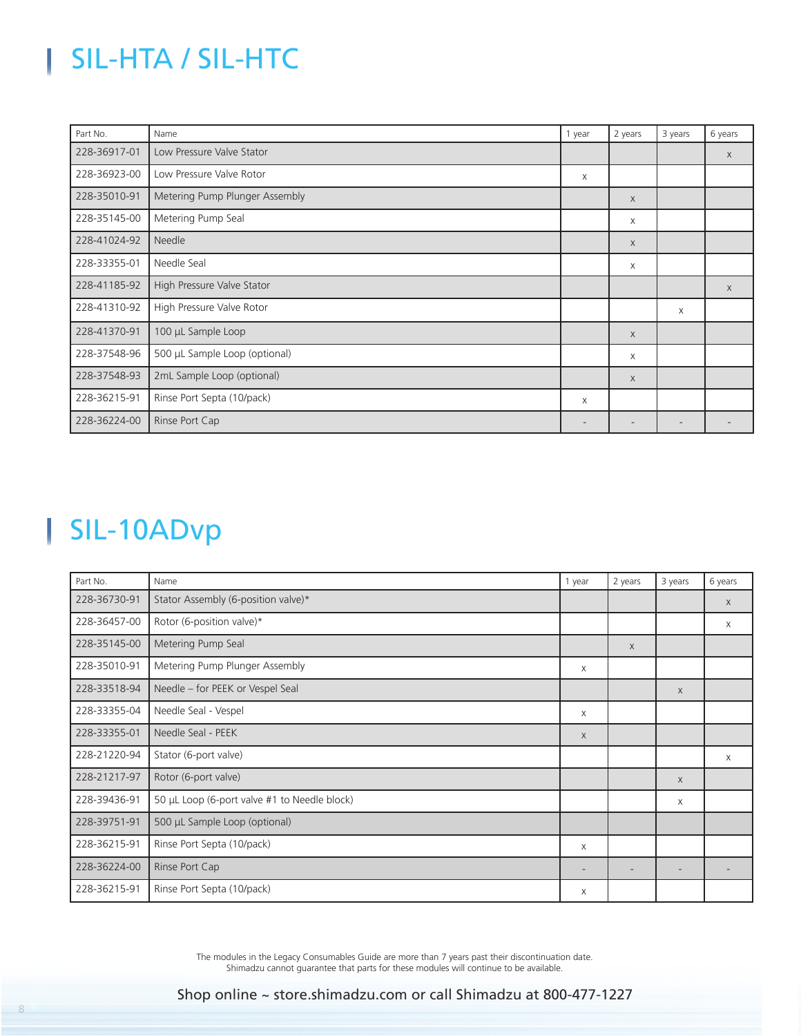# SIL-HTA / SIL-HTC

| Part No. | Name | 1 year | 2 years | 3 years | 6 years |
|---|---|---|---|---|---|
| 228-36917-01 | Low Pressure Valve Stator | | | | x |
| 228-36923-00 | Low Pressure Valve Rotor | x | | | |
| 228-35010-91 | Metering Pump Plunger Assembly | | x | | |
| 228-35145-00 | Metering Pump Seal | | x | | |
| 228-41024-92 | Needle | | x | | |
| 228-33355-01 | Needle Seal | | x | | |
| 228-41185-92 | High Pressure Valve Stator | | | | x |
| 228-41310-92 | High Pressure Valve Rotor | | | x | |
| 228-41370-91 | 100 µL Sample Loop | | x | | |
| 228-37548-96 | 500 µL Sample Loop (optional) | | x | | |
| 228-37548-93 | 2mL Sample Loop (optional) | | x | | |
| 228-36215-91 | Rinse Port Septa (10/pack) | x | | | |
| 228-36224-00 | Rinse Port Cap | - | - | - | - |

# SIL-10ADvp

| Part No. | Name | 1 year | 2 years | 3 years | 6 years |
|---|---|---|---|---|---|
| 228-36730-91 | Stator Assembly (6-position valve)* | | | | x |
| 228-36457-00 | Rotor (6-position valve)* | | | | x |
| 228-35145-00 | Metering Pump Seal | | x | | |
| 228-35010-91 | Metering Pump Plunger Assembly | x | | | |
| 228-33518-94 | Needle – for PEEK or Vespel Seal | | | x | |
| 228-33355-04 | Needle Seal - Vespel | x | | | |
| 228-33355-01 | Needle Seal - PEEK | x | | | |
| 228-21220-94 | Stator (6-port valve) | | | | x |
| 228-21217-97 | Rotor (6-port valve) | | | x | |
| 228-39436-91 | 50 µL Loop (6-port valve #1 to Needle block) | | | x | |
| 228-39751-91 | 500 µL Sample Loop (optional) | | | | |
| 228-36215-91 | Rinse Port Septa (10/pack) | x | | | |
| 228-36224-00 | Rinse Port Cap | - | - | - | - |
| 228-36215-91 | Rinse Port Septa (10/pack) | x | | | |

The modules in the Legacy Consumables Guide are more than 7 years past their discontinuation date.
Shimadzu cannot guarantee that parts for these modules will continue to be available.

Shop online ~ store.shimadzu.com or call Shimadzu at 800-477-1227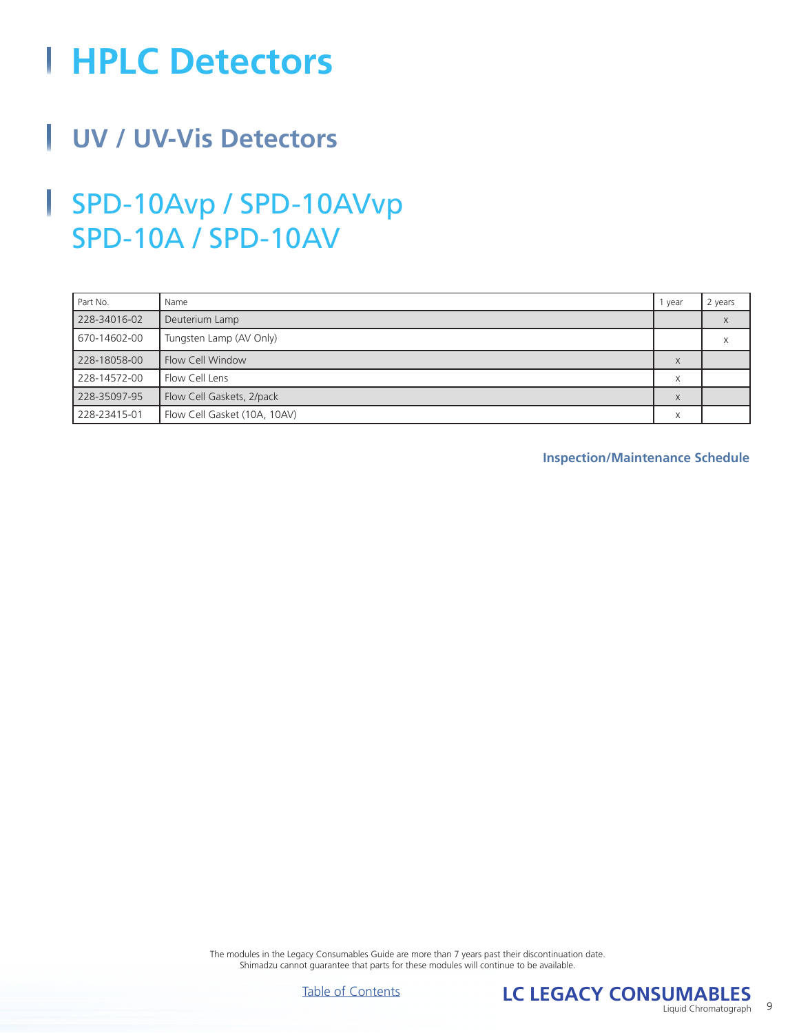# HPLC Detectors

## UV / UV-Vis Detectors

### SPD-10Avp / SPD-10AVvp SPD-10A / SPD-10AV

| Part No. | Name | 1 year | 2 years |
|---|---|---|---|
| 228-34016-02 | Deuterium Lamp | | x |
| 670-14602-00 | Tungsten Lamp (AV Only) | | x |
| 228-18058-00 | Flow Cell Window | x | |
| 228-14572-00 | Flow Cell Lens | x | |
| 228-35097-95 | Flow Cell Gaskets, 2/pack | x | |
| 228-23415-01 | Flow Cell Gasket (10A, 10AV) | x | |

**Inspection/Maintenance Schedule**

The modules in the Legacy Consumables Guide are more than 7 years past their discontinuation date. Shimadzu cannot guarantee that parts for these modules will continue to be available.

Table of Contents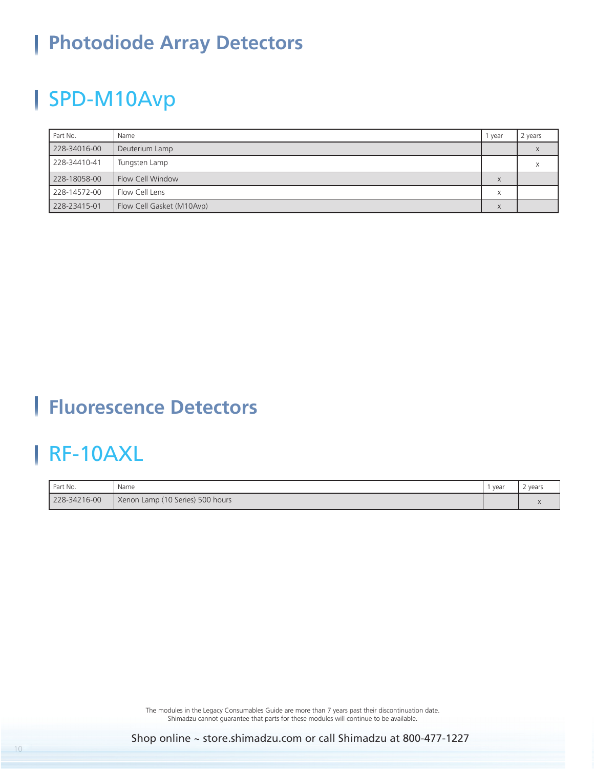# Photodiode Array Detectors

## SPD-M10Avp

| Part No. | Name | 1 year | 2 years |
|---|---|---|---|
| 228-34016-00 | Deuterium Lamp | | x |
| 228-34410-41 | Tungsten Lamp | | x |
| 228-18058-00 | Flow Cell Window | x | |
| 228-14572-00 | Flow Cell Lens | x | |
| 228-23415-01 | Flow Cell Gasket (M10Avp) | x | |

# Fluorescence Detectors

## RF-10AXL

| Part No. | Name | 1 year | 2 years |
|---|---|---|---|
| 228-34216-00 | Xenon Lamp (10 Series) 500 hours | | x |

The modules in the Legacy Consumables Guide are more than 7 years past their discontinuation date. Shimadzu cannot guarantee that parts for these modules will continue to be available.

Shop online ~ store.shimadzu.com or call Shimadzu at 800-477-1227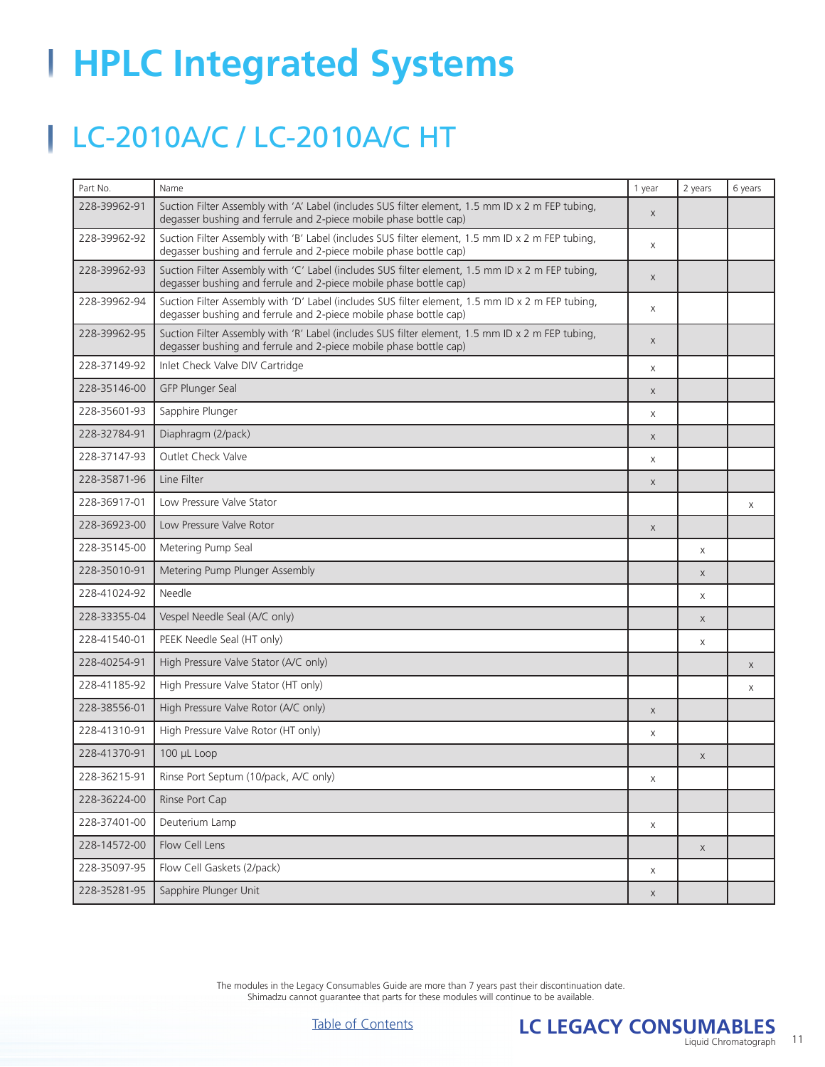# HPLC Integrated Systems

## LC-2010A/C / LC-2010A/C HT

| Part No. | Name | 1 year | 2 years | 6 years |
|---|---|---|---|---|
| 228-39962-91 | Suction Filter Assembly with 'A' Label (includes SUS filter element, 1.5 mm ID x 2 m FEP tubing, degasser bushing and ferrule and 2-piece mobile phase bottle cap) | x | | |
| 228-39962-92 | Suction Filter Assembly with 'B' Label (includes SUS filter element, 1.5 mm ID x 2 m FEP tubing, degasser bushing and ferrule and 2-piece mobile phase bottle cap) | x | | |
| 228-39962-93 | Suction Filter Assembly with 'C' Label (includes SUS filter element, 1.5 mm ID x 2 m FEP tubing, degasser bushing and ferrule and 2-piece mobile phase bottle cap) | x | | |
| 228-39962-94 | Suction Filter Assembly with 'D' Label (includes SUS filter element, 1.5 mm ID x 2 m FEP tubing, degasser bushing and ferrule and 2-piece mobile phase bottle cap) | x | | |
| 228-39962-95 | Suction Filter Assembly with 'R' Label (includes SUS filter element, 1.5 mm ID x 2 m FEP tubing, degasser bushing and ferrule and 2-piece mobile phase bottle cap) | x | | |
| 228-37149-92 | Inlet Check Valve DIV Cartridge | x | | |
| 228-35146-00 | GFP Plunger Seal | x | | |
| 228-35601-93 | Sapphire Plunger | x | | |
| 228-32784-91 | Diaphragm (2/pack) | x | | |
| 228-37147-93 | Outlet Check Valve | x | | |
| 228-35871-96 | Line Filter | x | | |
| 228-36917-01 | Low Pressure Valve Stator | | | x |
| 228-36923-00 | Low Pressure Valve Rotor | x | | |
| 228-35145-00 | Metering Pump Seal | | x | |
| 228-35010-91 | Metering Pump Plunger Assembly | | x | |
| 228-41024-92 | Needle | | x | |
| 228-33355-04 | Vespel Needle Seal (A/C only) | | x | |
| 228-41540-01 | PEEK Needle Seal (HT only) | | x | |
| 228-40254-91 | High Pressure Valve Stator (A/C only) | | | x |
| 228-41185-92 | High Pressure Valve Stator (HT only) | | | x |
| 228-38556-01 | High Pressure Valve Rotor (A/C only) | x | | |
| 228-41310-91 | High Pressure Valve Rotor (HT only) | x | | |
| 228-41370-91 | 100 µL Loop | | x | |
| 228-36215-91 | Rinse Port Septum (10/pack, A/C only) | x | | |
| 228-36224-00 | Rinse Port Cap | | | |
| 228-37401-00 | Deuterium Lamp | x | | |
| 228-14572-00 | Flow Cell Lens | | x | |
| 228-35097-95 | Flow Cell Gaskets (2/pack) | x | | |
| 228-35281-95 | Sapphire Plunger Unit | x | | |

The modules in the Legacy Consumables Guide are more than 7 years past their discontinuation date.
Shimadzu cannot guarantee that parts for these modules will continue to be available.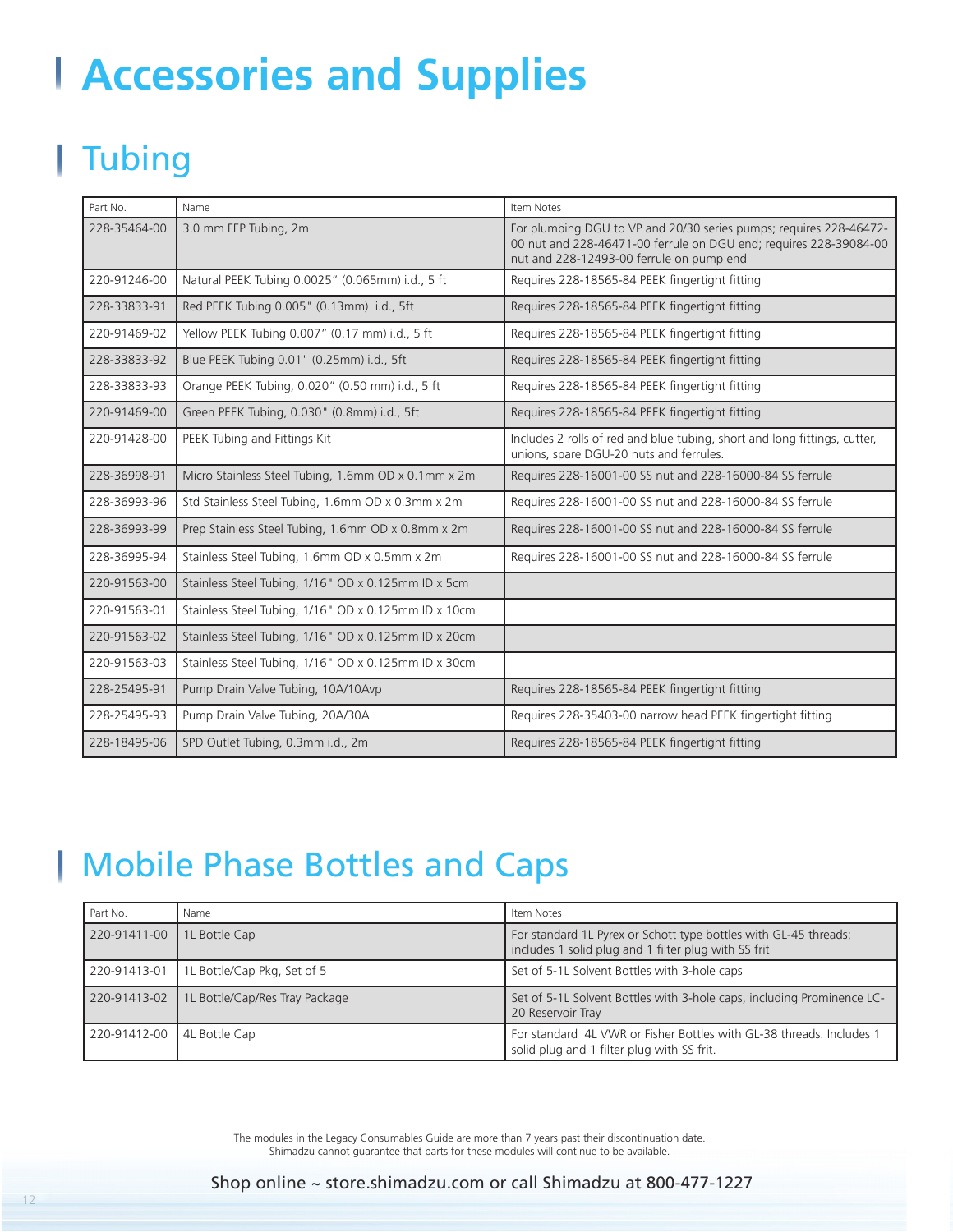# Accessories and Supplies

## Tubing

| Part No. | Name | Item Notes |
|---|---|---|
| 228-35464-00 | 3.0 mm FEP Tubing, 2m | For plumbing DGU to VP and 20/30 series pumps; requires 228-46472-00 nut and 228-46471-00 ferrule on DGU end; requires 228-39084-00 nut and 228-12493-00 ferrule on pump end |
| 220-91246-00 | Natural PEEK Tubing 0.0025" (0.065mm) i.d., 5 ft | Requires 228-18565-84 PEEK fingertight fitting |
| 228-33833-91 | Red PEEK Tubing 0.005" (0.13mm) i.d., 5ft | Requires 228-18565-84 PEEK fingertight fitting |
| 220-91469-02 | Yellow PEEK Tubing 0.007" (0.17 mm) i.d., 5 ft | Requires 228-18565-84 PEEK fingertight fitting |
| 228-33833-92 | Blue PEEK Tubing 0.01" (0.25mm) i.d., 5ft | Requires 228-18565-84 PEEK fingertight fitting |
| 228-33833-93 | Orange PEEK Tubing, 0.020" (0.50 mm) i.d., 5 ft | Requires 228-18565-84 PEEK fingertight fitting |
| 220-91469-00 | Green PEEK Tubing, 0.030" (0.8mm) i.d., 5ft | Requires 228-18565-84 PEEK fingertight fitting |
| 220-91428-00 | PEEK Tubing and Fittings Kit | Includes 2 rolls of red and blue tubing, short and long fittings, cutter, unions, spare DGU-20 nuts and ferrules. |
| 228-36998-91 | Micro Stainless Steel Tubing, 1.6mm OD x 0.1mm x 2m | Requires 228-16001-00 SS nut and 228-16000-84 SS ferrule |
| 228-36993-96 | Std Stainless Steel Tubing, 1.6mm OD x 0.3mm x 2m | Requires 228-16001-00 SS nut and 228-16000-84 SS ferrule |
| 228-36993-99 | Prep Stainless Steel Tubing, 1.6mm OD x 0.8mm x 2m | Requires 228-16001-00 SS nut and 228-16000-84 SS ferrule |
| 228-36995-94 | Stainless Steel Tubing, 1.6mm OD x 0.5mm x 2m | Requires 228-16001-00 SS nut and 228-16000-84 SS ferrule |
| 220-91563-00 | Stainless Steel Tubing, 1/16" OD x 0.125mm ID x 5cm | |
| 220-91563-01 | Stainless Steel Tubing, 1/16" OD x 0.125mm ID x 10cm | |
| 220-91563-02 | Stainless Steel Tubing, 1/16" OD x 0.125mm ID x 20cm | |
| 220-91563-03 | Stainless Steel Tubing, 1/16" OD x 0.125mm ID x 30cm | |
| 228-25495-91 | Pump Drain Valve Tubing, 10A/10Avp | Requires 228-18565-84 PEEK fingertight fitting |
| 228-25495-93 | Pump Drain Valve Tubing, 20A/30A | Requires 228-35403-00 narrow head PEEK fingertight fitting |
| 228-18495-06 | SPD Outlet Tubing, 0.3mm i.d., 2m | Requires 228-18565-84 PEEK fingertight fitting |

## Mobile Phase Bottles and Caps

| Part No. | Name | Item Notes |
|---|---|---|
| 220-91411-00 | 1L Bottle Cap | For standard 1L Pyrex or Schott type bottles with GL-45 threads; includes 1 solid plug and 1 filter plug with SS frit |
| 220-91413-01 | 1L Bottle/Cap Pkg, Set of 5 | Set of 5-1L Solvent Bottles with 3-hole caps |
| 220-91413-02 | 1L Bottle/Cap/Res Tray Package | Set of 5-1L Solvent Bottles with 3-hole caps, including Prominence LC-20 Reservoir Tray |
| 220-91412-00 | 4L Bottle Cap | For standard 4L VWR or Fisher Bottles with GL-38 threads. Includes 1 solid plug and 1 filter plug with SS frit. |

The modules in the Legacy Consumables Guide are more than 7 years past their discontinuation date.
Shimadzu cannot guarantee that parts for these modules will continue to be available.

Shop online ~ store.shimadzu.com or call Shimadzu at 800-477-1227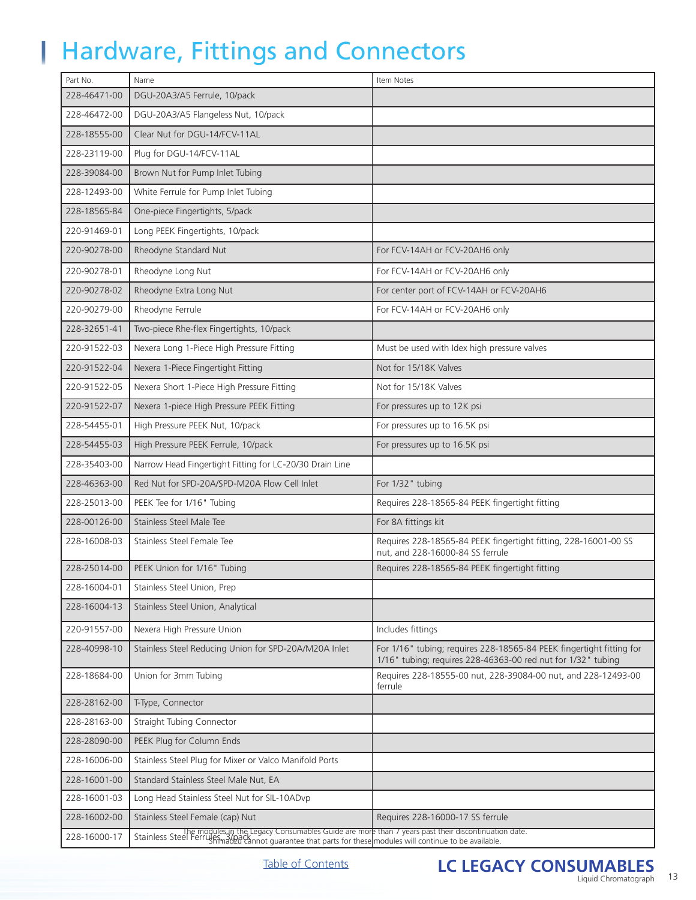# Hardware, Fittings and Connectors

| Part No. | Name | Item Notes |
|---|---|---|
| 228-46471-00 | DGU-20A3/A5 Ferrule, 10/pack | |
| 228-46472-00 | DGU-20A3/A5 Flangeless Nut, 10/pack | |
| 228-18555-00 | Clear Nut for DGU-14/FCV-11AL | |
| 228-23119-00 | Plug for DGU-14/FCV-11AL | |
| 228-39084-00 | Brown Nut for Pump Inlet Tubing | |
| 228-12493-00 | White Ferrule for Pump Inlet Tubing | |
| 228-18565-84 | One-piece Fingertights, 5/pack | |
| 220-91469-01 | Long PEEK Fingertights, 10/pack | |
| 220-90278-00 | Rheodyne Standard Nut | For FCV-14AH or FCV-20AH6 only |
| 220-90278-01 | Rheodyne Long Nut | For FCV-14AH or FCV-20AH6 only |
| 220-90278-02 | Rheodyne Extra Long Nut | For center port of FCV-14AH or FCV-20AH6 |
| 220-90279-00 | Rheodyne Ferrule | For FCV-14AH or FCV-20AH6 only |
| 228-32651-41 | Two-piece Rhe-flex Fingertights, 10/pack | |
| 220-91522-03 | Nexera Long 1-Piece High Pressure Fitting | Must be used with Idex high pressure valves |
| 220-91522-04 | Nexera 1-Piece Fingertight Fitting | Not for 15/18K Valves |
| 220-91522-05 | Nexera Short 1-Piece High Pressure Fitting | Not for 15/18K Valves |
| 220-91522-07 | Nexera 1-piece High Pressure PEEK Fitting | For pressures up to 12K psi |
| 228-54455-01 | High Pressure PEEK Nut, 10/pack | For pressures up to 16.5K psi |
| 228-54455-03 | High Pressure PEEK Ferrule, 10/pack | For pressures up to 16.5K psi |
| 228-35403-00 | Narrow Head Fingertight Fitting for LC-20/30 Drain Line | |
| 228-46363-00 | Red Nut for SPD-20A/SPD-M20A Flow Cell Inlet | For 1/32" tubing |
| 228-25013-00 | PEEK Tee for 1/16" Tubing | Requires 228-18565-84 PEEK fingertight fitting |
| 228-00126-00 | Stainless Steel Male Tee | For 8A fittings kit |
| 228-16008-03 | Stainless Steel Female Tee | Requires 228-18565-84 PEEK fingertight fitting, 228-16001-00 SS nut, and 228-16000-84 SS ferrule |
| 228-25014-00 | PEEK Union for 1/16" Tubing | Requires 228-18565-84 PEEK fingertight fitting |
| 228-16004-01 | Stainless Steel Union, Prep | |
| 228-16004-13 | Stainless Steel Union, Analytical | |
| 220-91557-00 | Nexera High Pressure Union | Includes fittings |
| 228-40998-10 | Stainless Steel Reducing Union for SPD-20A/M20A Inlet | For 1/16" tubing; requires 228-18565-84 PEEK fingertight fitting for 1/16" tubing; requires 228-46363-00 red nut for 1/32" tubing |
| 228-18684-00 | Union for 3mm Tubing | Requires 228-18555-00 nut, 228-39084-00 nut, and 228-12493-00 ferrule |
| 228-28162-00 | T-Type, Connector | |
| 228-28163-00 | Straight Tubing Connector | |
| 228-28090-00 | PEEK Plug for Column Ends | |
| 228-16006-00 | Stainless Steel Plug for Mixer or Valco Manifold Ports | |
| 228-16001-00 | Standard Stainless Steel Male Nut, EA | |
| 228-16001-03 | Long Head Stainless Steel Nut for SIL-10ADvp | |
| 228-16002-00 | Stainless Steel Female (cap) Nut | Requires 228-16000-17 SS ferrule |
| 228-16000-17 | Stainless Steel Ferrules, 3/pack | |

The modules in the Legacy Consumables Guide are more than 7 years past their discontinuation date. Shimadzu cannot guarantee that parts for these modules will continue to be available.

Table of Contents

**LC LEGACY CONSUMABLES**
Liquid Chromatograph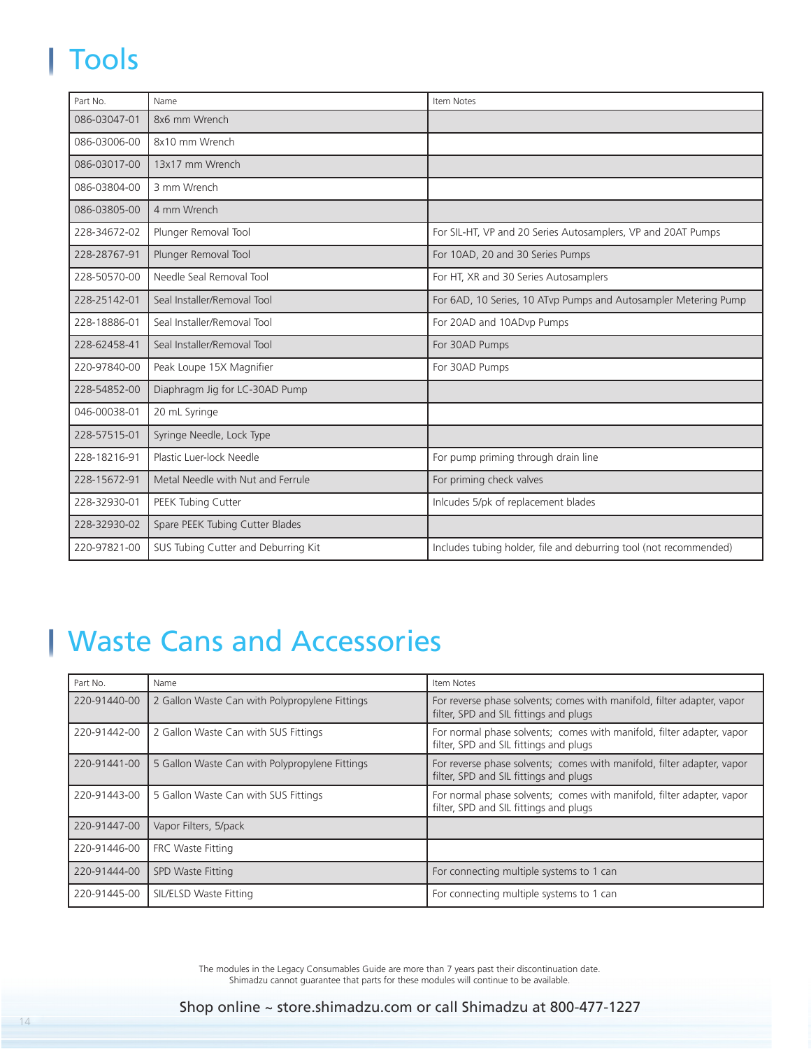# Tools

| Part No. | Name | Item Notes |
|---|---|---|
| 086-03047-01 | 8x6 mm Wrench | |
| 086-03006-00 | 8x10 mm Wrench | |
| 086-03017-00 | 13x17 mm Wrench | |
| 086-03804-00 | 3 mm Wrench | |
| 086-03805-00 | 4 mm Wrench | |
| 228-34672-02 | Plunger Removal Tool | For SIL-HT, VP and 20 Series Autosamplers, VP and 20AT Pumps |
| 228-28767-91 | Plunger Removal Tool | For 10AD, 20 and 30 Series Pumps |
| 228-50570-00 | Needle Seal Removal Tool | For HT, XR and 30 Series Autosamplers |
| 228-25142-01 | Seal Installer/Removal Tool | For 6AD, 10 Series, 10 ATvp Pumps and Autosampler Metering Pump |
| 228-18886-01 | Seal Installer/Removal Tool | For 20AD and 10ADvp Pumps |
| 228-62458-41 | Seal Installer/Removal Tool | For 30AD Pumps |
| 220-97840-00 | Peak Loupe 15X Magnifier | For 30AD Pumps |
| 228-54852-00 | Diaphragm Jig for LC-30AD Pump | |
| 046-00038-01 | 20 mL Syringe | |
| 228-57515-01 | Syringe Needle, Lock Type | |
| 228-18216-91 | Plastic Luer-lock Needle | For pump priming through drain line |
| 228-15672-91 | Metal Needle with Nut and Ferrule | For priming check valves |
| 228-32930-01 | PEEK Tubing Cutter | Inlcudes 5/pk of replacement blades |
| 228-32930-02 | Spare PEEK Tubing Cutter Blades | |
| 220-97821-00 | SUS Tubing Cutter and Deburring Kit | Includes tubing holder, file and deburring tool (not recommended) |

# Waste Cans and Accessories

| Part No. | Name | Item Notes |
|---|---|---|
| 220-91440-00 | 2 Gallon Waste Can with Polypropylene Fittings | For reverse phase solvents; comes with manifold, filter adapter, vapor filter, SPD and SIL fittings and plugs |
| 220-91442-00 | 2 Gallon Waste Can with SUS Fittings | For normal phase solvents; comes with manifold, filter adapter, vapor filter, SPD and SIL fittings and plugs |
| 220-91441-00 | 5 Gallon Waste Can with Polypropylene Fittings | For reverse phase solvents; comes with manifold, filter adapter, vapor filter, SPD and SIL fittings and plugs |
| 220-91443-00 | 5 Gallon Waste Can with SUS Fittings | For normal phase solvents; comes with manifold, filter adapter, vapor filter, SPD and SIL fittings and plugs |
| 220-91447-00 | Vapor Filters, 5/pack | |
| 220-91446-00 | FRC Waste Fitting | |
| 220-91444-00 | SPD Waste Fitting | For connecting multiple systems to 1 can |
| 220-91445-00 | SIL/ELSD Waste Fitting | For connecting multiple systems to 1 can |

The modules in the Legacy Consumables Guide are more than 7 years past their discontinuation date.
Shimadzu cannot guarantee that parts for these modules will continue to be available.

Shop online ~ store.shimadzu.com or call Shimadzu at 800-477-1227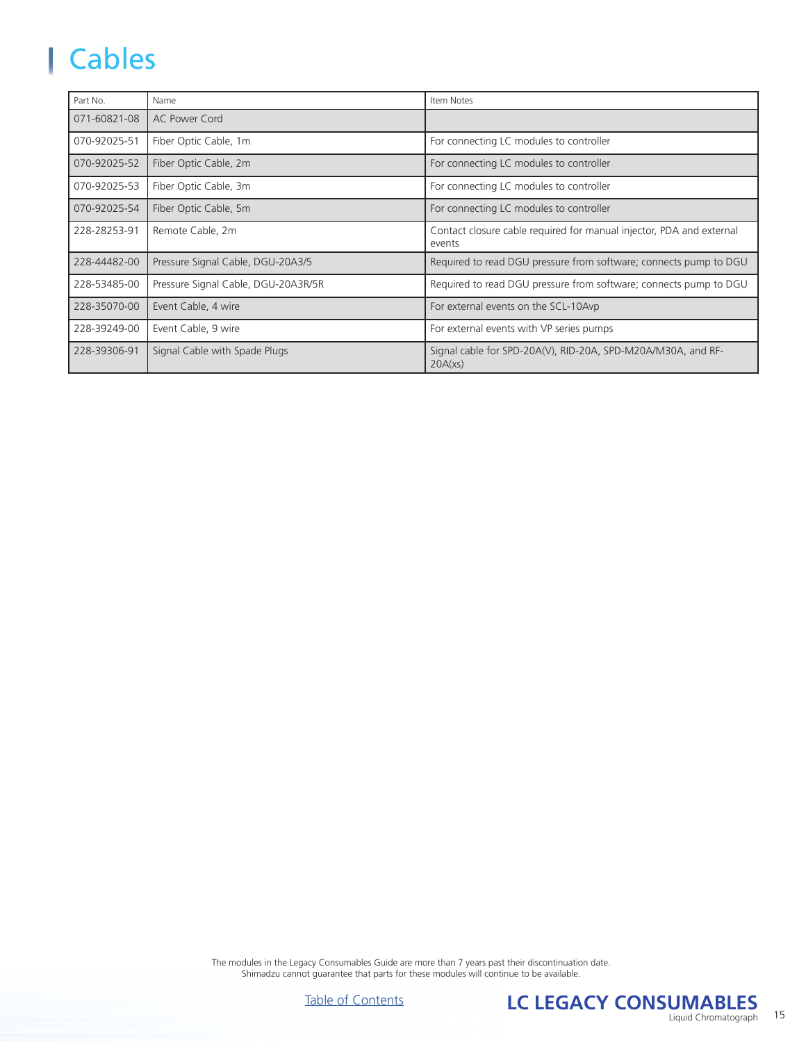# Cables

| Part No. | Name | Item Notes |
|---|---|---|
| 071-60821-08 | AC Power Cord | |
| 070-92025-51 | Fiber Optic Cable, 1m | For connecting LC modules to controller |
| 070-92025-52 | Fiber Optic Cable, 2m | For connecting LC modules to controller |
| 070-92025-53 | Fiber Optic Cable, 3m | For connecting LC modules to controller |
| 070-92025-54 | Fiber Optic Cable, 5m | For connecting LC modules to controller |
| 228-28253-91 | Remote Cable, 2m | Contact closure cable required for manual injector, PDA and external events |
| 228-44482-00 | Pressure Signal Cable, DGU-20A3/5 | Required to read DGU pressure from software; connects pump to DGU |
| 228-53485-00 | Pressure Signal Cable, DGU-20A3R/5R | Required to read DGU pressure from software; connects pump to DGU |
| 228-35070-00 | Event Cable, 4 wire | For external events on the SCL-10Avp |
| 228-39249-00 | Event Cable, 9 wire | For external events with VP series pumps |
| 228-39306-91 | Signal Cable with Spade Plugs | Signal cable for SPD-20A(V), RID-20A, SPD-M20A/M30A, and RF-20A(xs) |

The modules in the Legacy Consumables Guide are more than 7 years past their discontinuation date.
Shimadzu cannot guarantee that parts for these modules will continue to be available.

Table of Contents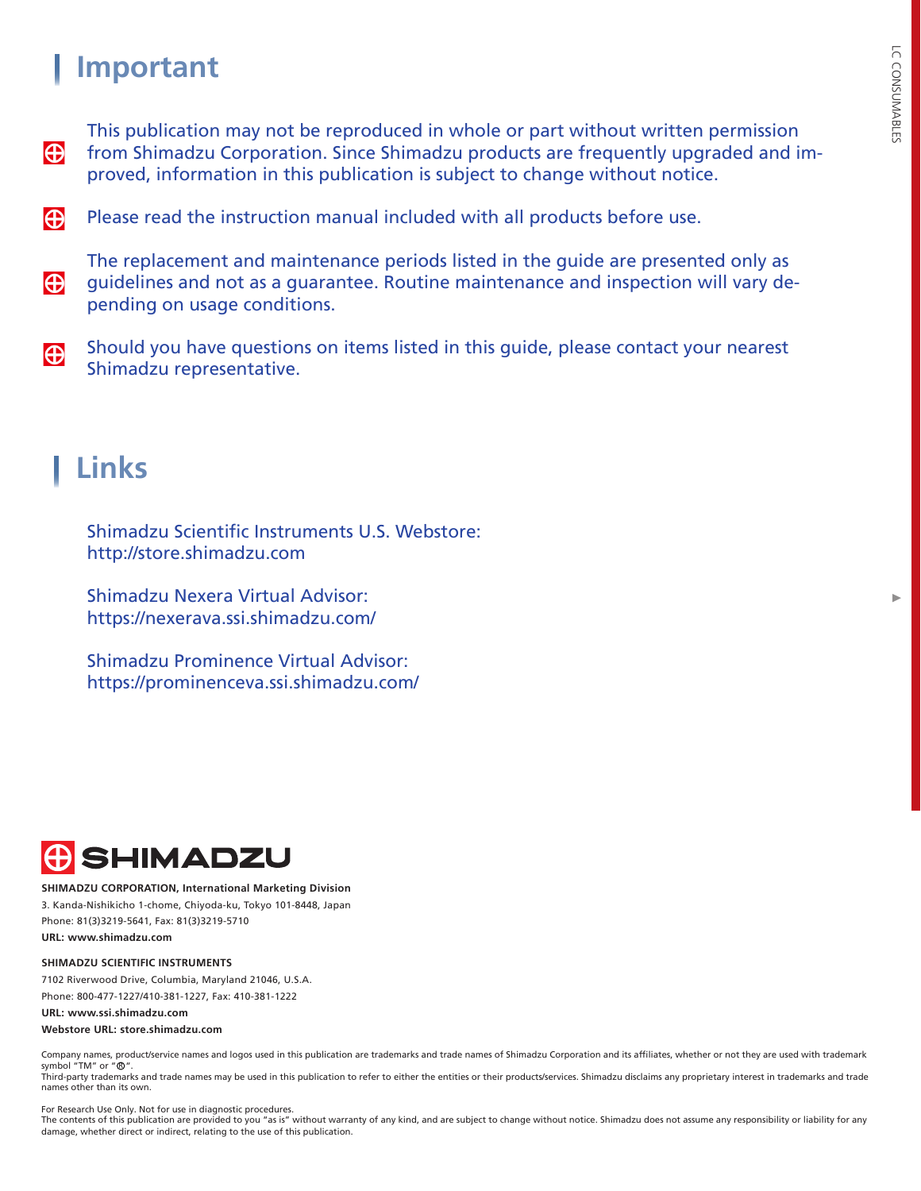## Important

- This publication may not be reproduced in whole or part without written permission from Shimadzu Corporation. Since Shimadzu products are frequently upgraded and improved, information in this publication is subject to change without notice.
- Please read the instruction manual included with all products before use.
- The replacement and maintenance periods listed in the guide are presented only as guidelines and not as a guarantee. Routine maintenance and inspection will vary depending on usage conditions.
- Should you have questions on items listed in this guide, please contact your nearest Shimadzu representative.

## Links

Shimadzu Scientific Instruments U.S. Webstore:
http://store.shimadzu.com

Shimadzu Nexera Virtual Advisor:
https://nexerava.ssi.shimadzu.com/

Shimadzu Prominence Virtual Advisor:
https://prominenceva.ssi.shimadzu.com/

**SHIMADZU**

**SHIMADZU CORPORATION, International Marketing Division**
3. Kanda-Nishikicho 1-chome, Chiyoda-ku, Tokyo 101-8448, Japan
Phone: 81(3)3219-5641, Fax: 81(3)3219-5710
**URL: www.shimadzu.com**

**SHIMADZU SCIENTIFIC INSTRUMENTS**
7102 Riverwood Drive, Columbia, Maryland 21046, U.S.A.
Phone: 800-477-1227/410-381-1227, Fax: 410-381-1222
**URL: www.ssi.shimadzu.com**
**Webstore URL: store.shimadzu.com**

Company names, product/service names and logos used in this publication are trademarks and trade names of Shimadzu Corporation and its affiliates, whether or not they are used with trademark symbol "TM" or "®".
Third-party trademarks and trade names may be used in this publication to refer to either the entities or their products/services. Shimadzu disclaims any proprietary interest in trademarks and trade names other than its own.

For Research Use Only. Not for use in diagnostic procedures.
The contents of this publication are provided to you "as is" without warranty of any kind, and are subject to change without notice. Shimadzu does not assume any responsibility or liability for any damage, whether direct or indirect, relating to the use of this publication.